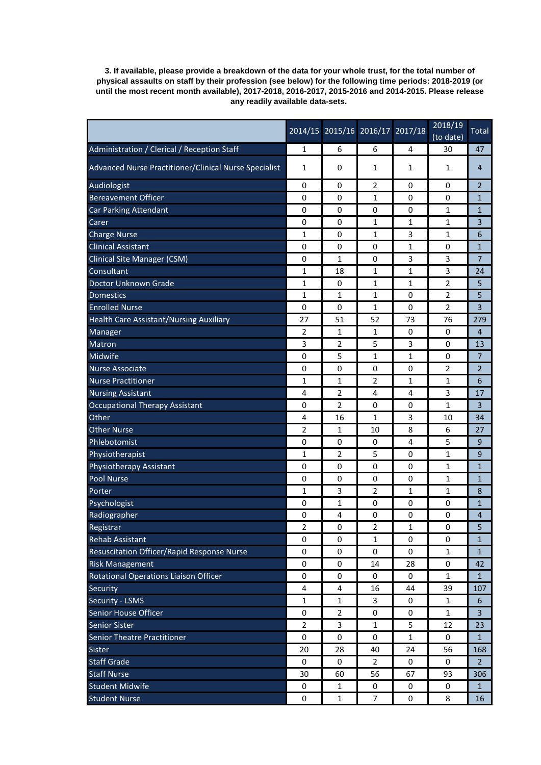**3. If available, please provide a breakdown of the data for your whole trust, for the total number of physical assaults on staff by their profession (see below) for the following time periods: 2018-2019 (or until the most recent month available), 2017-2018, 2016-2017, 2015-2016 and 2014-2015. Please release any readily available data-sets.**

| | 2014/15 | 2015/16 | 2016/17 | 2017/18 | 2018/19 (to date) | Total |
|---|---|---|---|---|---|---|
| Administration / Clerical / Reception Staff | 1 | 6 | 6 | 4 | 30 | 47 |
| Advanced Nurse Practitioner/Clinical Nurse Specialist | 1 | 0 | 1 | 1 | 1 | 4 |
| Audiologist | 0 | 0 | 2 | 0 | 0 | 2 |
| Bereavement Officer | 0 | 0 | 1 | 0 | 0 | 1 |
| Car Parking Attendant | 0 | 0 | 0 | 0 | 1 | 1 |
| Carer | 0 | 0 | 1 | 1 | 1 | 3 |
| Charge Nurse | 1 | 0 | 1 | 3 | 1 | 6 |
| Clinical Assistant | 0 | 0 | 0 | 1 | 0 | 1 |
| Clinical Site Manager (CSM) | 0 | 1 | 0 | 3 | 3 | 7 |
| Consultant | 1 | 18 | 1 | 1 | 3 | 24 |
| Doctor Unknown Grade | 1 | 0 | 1 | 1 | 2 | 5 |
| Domestics | 1 | 1 | 1 | 0 | 2 | 5 |
| Enrolled Nurse | 0 | 0 | 1 | 0 | 2 | 3 |
| Health Care Assistant/Nursing Auxiliary | 27 | 51 | 52 | 73 | 76 | 279 |
| Manager | 2 | 1 | 1 | 0 | 0 | 4 |
| Matron | 3 | 2 | 5 | 3 | 0 | 13 |
| Midwife | 0 | 5 | 1 | 1 | 0 | 7 |
| Nurse Associate | 0 | 0 | 0 | 0 | 2 | 2 |
| Nurse Practitioner | 1 | 1 | 2 | 1 | 1 | 6 |
| Nursing Assistant | 4 | 2 | 4 | 4 | 3 | 17 |
| Occupational Therapy Assistant | 0 | 2 | 0 | 0 | 1 | 3 |
| Other | 4 | 16 | 1 | 3 | 10 | 34 |
| Other Nurse | 2 | 1 | 10 | 8 | 6 | 27 |
| Phlebotomist | 0 | 0 | 0 | 4 | 5 | 9 |
| Physiotherapist | 1 | 2 | 5 | 0 | 1 | 9 |
| Physiotherapy Assistant | 0 | 0 | 0 | 0 | 1 | 1 |
| Pool Nurse | 0 | 0 | 0 | 0 | 1 | 1 |
| Porter | 1 | 3 | 2 | 1 | 1 | 8 |
| Psychologist | 0 | 1 | 0 | 0 | 0 | 1 |
| Radiographer | 0 | 4 | 0 | 0 | 0 | 4 |
| Registrar | 2 | 0 | 2 | 1 | 0 | 5 |
| Rehab Assistant | 0 | 0 | 1 | 0 | 0 | 1 |
| Resuscitation Officer/Rapid Response Nurse | 0 | 0 | 0 | 0 | 1 | 1 |
| Risk Management | 0 | 0 | 14 | 28 | 0 | 42 |
| Rotational Operations Liaison Officer | 0 | 0 | 0 | 0 | 1 | 1 |
| Security | 4 | 4 | 16 | 44 | 39 | 107 |
| Security - LSMS | 1 | 1 | 3 | 0 | 1 | 6 |
| Senior House Officer | 0 | 2 | 0 | 0 | 1 | 3 |
| Senior Sister | 2 | 3 | 1 | 5 | 12 | 23 |
| Senior Theatre Practitioner | 0 | 0 | 0 | 1 | 0 | 1 |
| Sister | 20 | 28 | 40 | 24 | 56 | 168 |
| Staff Grade | 0 | 0 | 2 | 0 | 0 | 2 |
| Staff Nurse | 30 | 60 | 56 | 67 | 93 | 306 |
| Student Midwife | 0 | 1 | 0 | 0 | 0 | 1 |
| Student Nurse | 0 | 1 | 7 | 0 | 8 | 16 |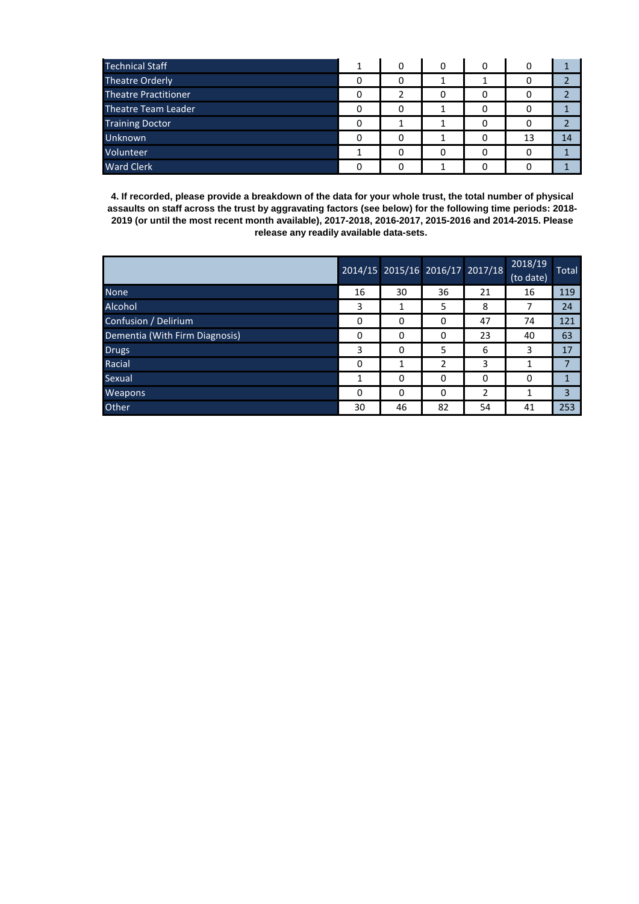| | | | | | | |
|---|---|---|---|---|---|---|
| Technical Staff | 1 | 0 | 0 | 0 | 0 | 1 |
| Theatre Orderly | 0 | 0 | 1 | 1 | 0 | 2 |
| Theatre Practitioner | 0 | 2 | 0 | 0 | 0 | 2 |
| Theatre Team Leader | 0 | 0 | 1 | 0 | 0 | 1 |
| Training Doctor | 0 | 1 | 1 | 0 | 0 | 2 |
| Unknown | 0 | 0 | 1 | 0 | 13 | 14 |
| Volunteer | 1 | 0 | 0 | 0 | 0 | 1 |
| Ward Clerk | 0 | 0 | 1 | 0 | 0 | 1 |

**4. If recorded, please provide a breakdown of the data for your whole trust, the total number of physical assaults on staff across the trust by aggravating factors (see below) for the following time periods: 2018-2019 (or until the most recent month available), 2017-2018, 2016-2017, 2015-2016 and 2014-2015. Please release any readily available data-sets.**

| | 2014/15 | 2015/16 | 2016/17 | 2017/18 | 2018/19 (to date) | Total |
|---|---|---|---|---|---|---|
| None | 16 | 30 | 36 | 21 | 16 | 119 |
| Alcohol | 3 | 1 | 5 | 8 | 7 | 24 |
| Confusion / Delirium | 0 | 0 | 0 | 47 | 74 | 121 |
| Dementia (With Firm Diagnosis) | 0 | 0 | 0 | 23 | 40 | 63 |
| Drugs | 3 | 0 | 5 | 6 | 3 | 17 |
| Racial | 0 | 1 | 2 | 3 | 1 | 7 |
| Sexual | 1 | 0 | 0 | 0 | 0 | 1 |
| Weapons | 0 | 0 | 0 | 2 | 1 | 3 |
| Other | 30 | 46 | 82 | 54 | 41 | 253 |